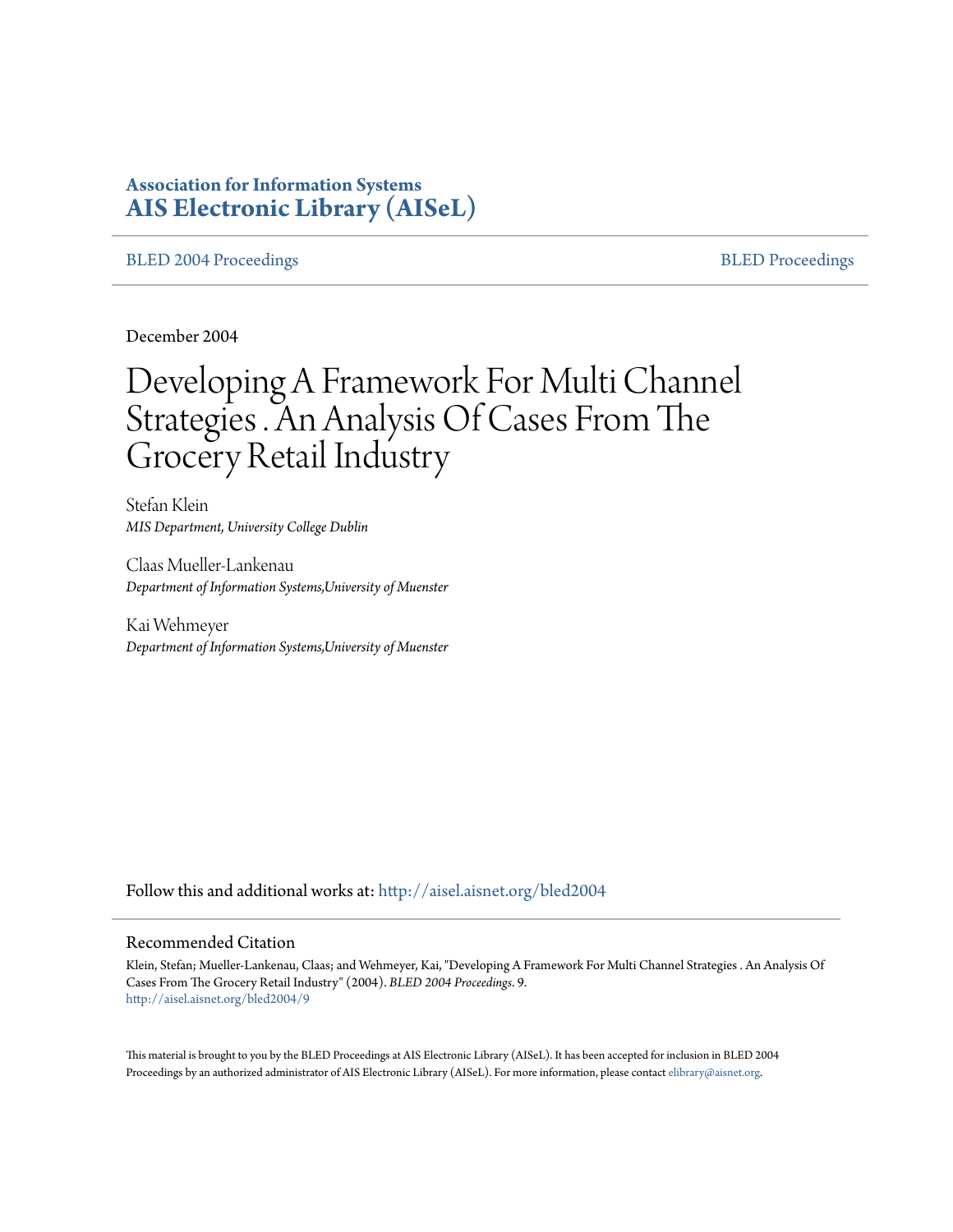**Association for Information Systems**
**AIS Electronic Library (AISeL)**

BLED 2004 Proceedings | BLED Proceedings

December 2004

# Developing A Framework For Multi Channel Strategies . An Analysis Of Cases From The Grocery Retail Industry

Stefan Klein
*MIS Department, University College Dublin*

Claas Mueller-Lankenau
*Department of Information Systems,University of Muenster*

Kai Wehmeyer
*Department of Information Systems,University of Muenster*

Follow this and additional works at: http://aisel.aisnet.org/bled2004

## Recommended Citation

Klein, Stefan; Mueller-Lankenau, Claas; and Wehmeyer, Kai, "Developing A Framework For Multi Channel Strategies . An Analysis Of Cases From The Grocery Retail Industry" (2004). *BLED 2004 Proceedings*. 9.
http://aisel.aisnet.org/bled2004/9

This material is brought to you by the BLED Proceedings at AIS Electronic Library (AISeL). It has been accepted for inclusion in BLED 2004 Proceedings by an authorized administrator of AIS Electronic Library (AISeL). For more information, please contact elibrary@aisnet.org.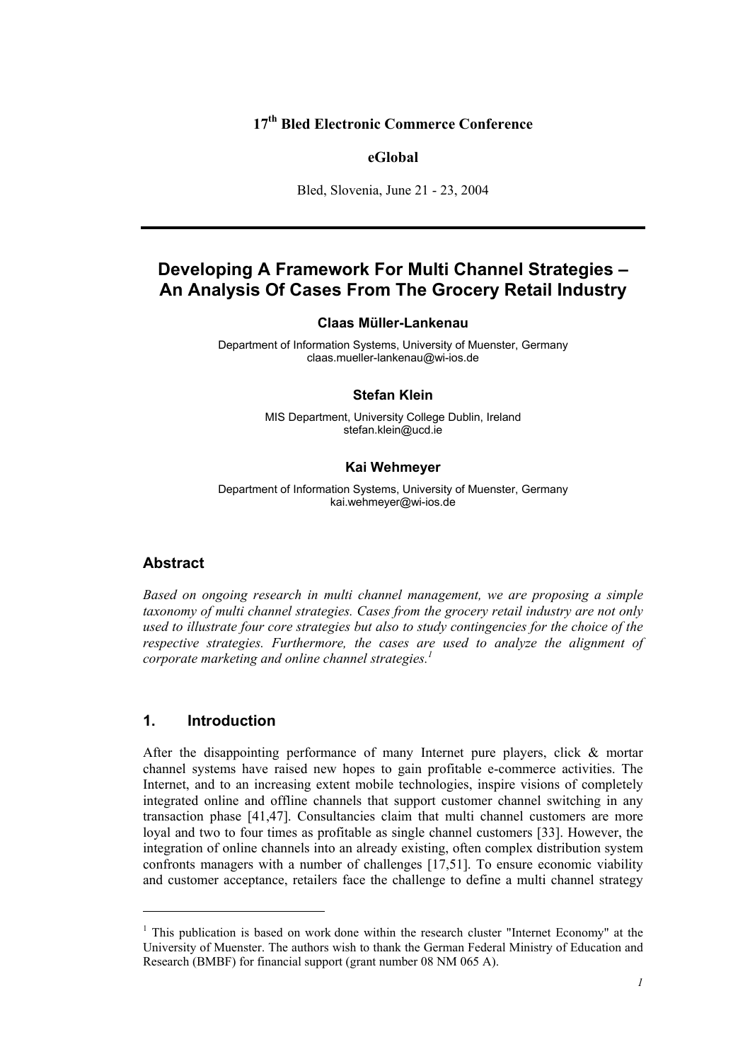**17th Bled Electronic Commerce Conference**

**eGlobal**

Bled, Slovenia, June 21 - 23, 2004

---

# Developing A Framework For Multi Channel Strategies – An Analysis Of Cases From The Grocery Retail Industry

**Claas Müller-Lankenau**

Department of Information Systems, University of Muenster, Germany
claas.mueller-lankenau@wi-ios.de

**Stefan Klein**

MIS Department, University College Dublin, Ireland
stefan.klein@ucd.ie

**Kai Wehmeyer**

Department of Information Systems, University of Muenster, Germany
kai.wehmeyer@wi-ios.de

## Abstract

*Based on ongoing research in multi channel management, we are proposing a simple taxonomy of multi channel strategies. Cases from the grocery retail industry are not only used to illustrate four core strategies but also to study contingencies for the choice of the respective strategies. Furthermore, the cases are used to analyze the alignment of corporate marketing and online channel strategies.*[1]

## 1. Introduction

After the disappointing performance of many Internet pure players, click & mortar channel systems have raised new hopes to gain profitable e-commerce activities. The Internet, and to an increasing extent mobile technologies, inspire visions of completely integrated online and offline channels that support customer channel switching in any transaction phase [41,47]. Consultancies claim that multi channel customers are more loyal and two to four times as profitable as single channel customers [33]. However, the integration of online channels into an already existing, often complex distribution system confronts managers with a number of challenges [17,51]. To ensure economic viability and customer acceptance, retailers face the challenge to define a multi channel strategy

---

[1] This publication is based on work done within the research cluster "Internet Economy" at the University of Muenster. The authors wish to thank the German Federal Ministry of Education and Research (BMBF) for financial support (grant number 08 NM 065 A).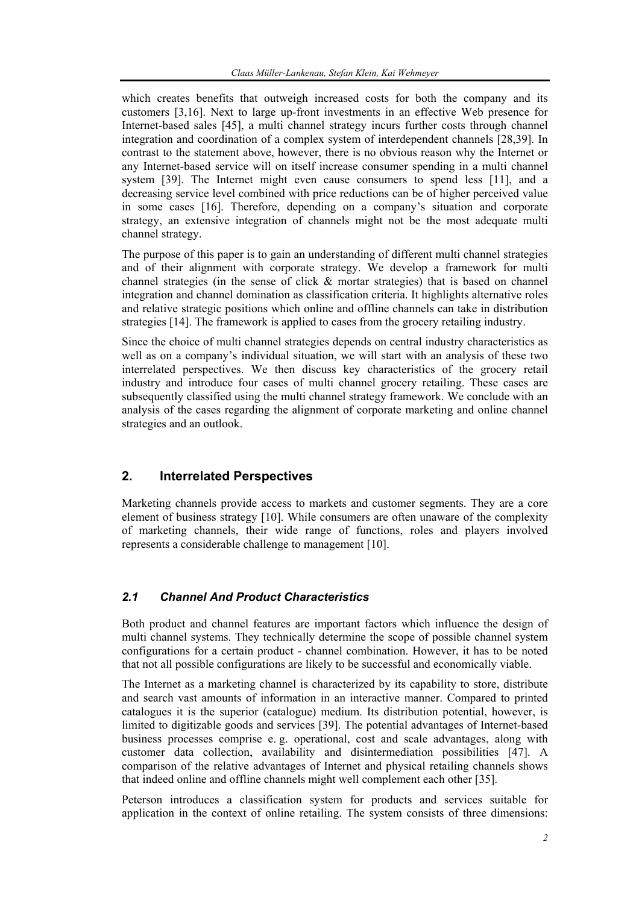which creates benefits that outweigh increased costs for both the company and its customers [3,16]. Next to large up-front investments in an effective Web presence for Internet-based sales [45], a multi channel strategy incurs further costs through channel integration and coordination of a complex system of interdependent channels [28,39]. In contrast to the statement above, however, there is no obvious reason why the Internet or any Internet-based service will on itself increase consumer spending in a multi channel system [39]. The Internet might even cause consumers to spend less [11], and a decreasing service level combined with price reductions can be of higher perceived value in some cases [16]. Therefore, depending on a company's situation and corporate strategy, an extensive integration of channels might not be the most adequate multi channel strategy.

The purpose of this paper is to gain an understanding of different multi channel strategies and of their alignment with corporate strategy. We develop a framework for multi channel strategies (in the sense of click & mortar strategies) that is based on channel integration and channel domination as classification criteria. It highlights alternative roles and relative strategic positions which online and offline channels can take in distribution strategies [14]. The framework is applied to cases from the grocery retailing industry.

Since the choice of multi channel strategies depends on central industry characteristics as well as on a company's individual situation, we will start with an analysis of these two interrelated perspectives. We then discuss key characteristics of the grocery retail industry and introduce four cases of multi channel grocery retailing. These cases are subsequently classified using the multi channel strategy framework. We conclude with an analysis of the cases regarding the alignment of corporate marketing and online channel strategies and an outlook.

## 2. Interrelated Perspectives

Marketing channels provide access to markets and customer segments. They are a core element of business strategy [10]. While consumers are often unaware of the complexity of marketing channels, their wide range of functions, roles and players involved represents a considerable challenge to management [10].

### *2.1 Channel And Product Characteristics*

Both product and channel features are important factors which influence the design of multi channel systems. They technically determine the scope of possible channel system configurations for a certain product - channel combination. However, it has to be noted that not all possible configurations are likely to be successful and economically viable.

The Internet as a marketing channel is characterized by its capability to store, distribute and search vast amounts of information in an interactive manner. Compared to printed catalogues it is the superior (catalogue) medium. Its distribution potential, however, is limited to digitizable goods and services [39]. The potential advantages of Internet-based business processes comprise e. g. operational, cost and scale advantages, along with customer data collection, availability and disintermediation possibilities [47]. A comparison of the relative advantages of Internet and physical retailing channels shows that indeed online and offline channels might well complement each other [35].

Peterson introduces a classification system for products and services suitable for application in the context of online retailing. The system consists of three dimensions: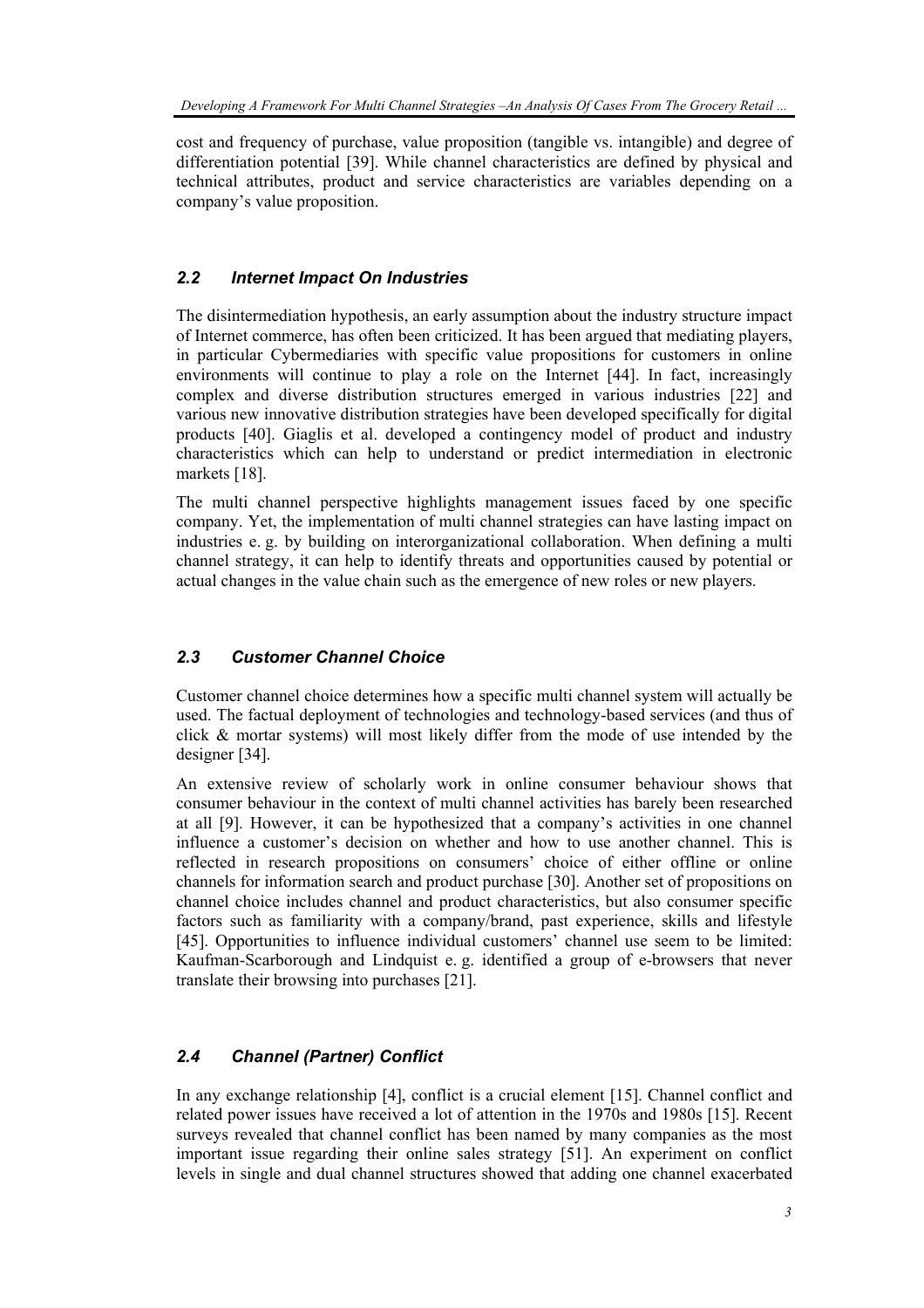cost and frequency of purchase, value proposition (tangible vs. intangible) and degree of differentiation potential [39]. While channel characteristics are defined by physical and technical attributes, product and service characteristics are variables depending on a company's value proposition.

## *2.2 Internet Impact On Industries*

The disintermediation hypothesis, an early assumption about the industry structure impact of Internet commerce, has often been criticized. It has been argued that mediating players, in particular Cybermediaries with specific value propositions for customers in online environments will continue to play a role on the Internet [44]. In fact, increasingly complex and diverse distribution structures emerged in various industries [22] and various new innovative distribution strategies have been developed specifically for digital products [40]. Giaglis et al. developed a contingency model of product and industry characteristics which can help to understand or predict intermediation in electronic markets [18].

The multi channel perspective highlights management issues faced by one specific company. Yet, the implementation of multi channel strategies can have lasting impact on industries e. g. by building on interorganizational collaboration. When defining a multi channel strategy, it can help to identify threats and opportunities caused by potential or actual changes in the value chain such as the emergence of new roles or new players.

## *2.3 Customer Channel Choice*

Customer channel choice determines how a specific multi channel system will actually be used. The factual deployment of technologies and technology-based services (and thus of click & mortar systems) will most likely differ from the mode of use intended by the designer [34].

An extensive review of scholarly work in online consumer behaviour shows that consumer behaviour in the context of multi channel activities has barely been researched at all [9]. However, it can be hypothesized that a company's activities in one channel influence a customer's decision on whether and how to use another channel. This is reflected in research propositions on consumers' choice of either offline or online channels for information search and product purchase [30]. Another set of propositions on channel choice includes channel and product characteristics, but also consumer specific factors such as familiarity with a company/brand, past experience, skills and lifestyle [45]. Opportunities to influence individual customers' channel use seem to be limited: Kaufman-Scarborough and Lindquist e. g. identified a group of e-browsers that never translate their browsing into purchases [21].

## *2.4 Channel (Partner) Conflict*

In any exchange relationship [4], conflict is a crucial element [15]. Channel conflict and related power issues have received a lot of attention in the 1970s and 1980s [15]. Recent surveys revealed that channel conflict has been named by many companies as the most important issue regarding their online sales strategy [51]. An experiment on conflict levels in single and dual channel structures showed that adding one channel exacerbated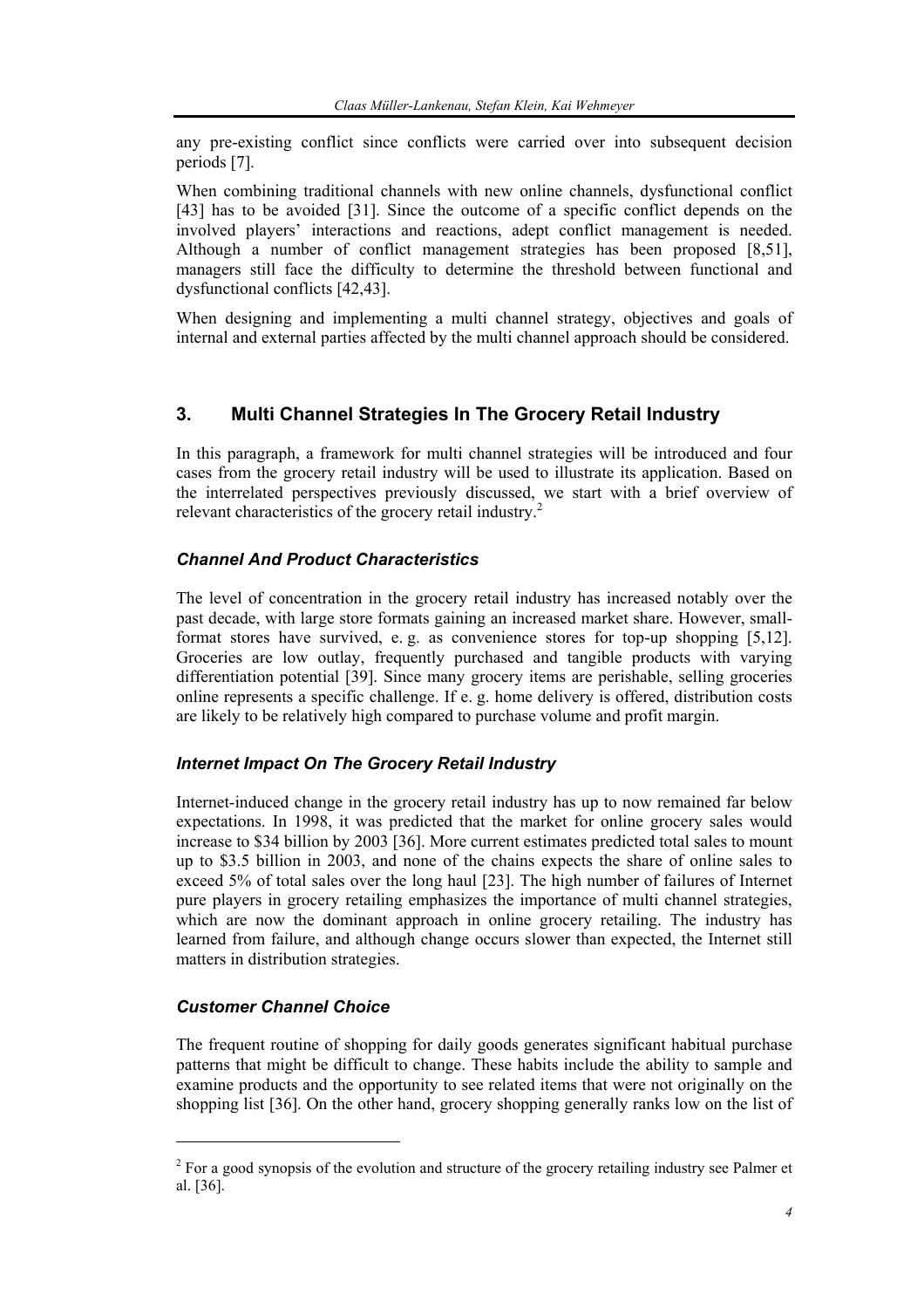any pre-existing conflict since conflicts were carried over into subsequent decision periods [7].

When combining traditional channels with new online channels, dysfunctional conflict [43] has to be avoided [31]. Since the outcome of a specific conflict depends on the involved players' interactions and reactions, adept conflict management is needed. Although a number of conflict management strategies has been proposed [8,51], managers still face the difficulty to determine the threshold between functional and dysfunctional conflicts [42,43].

When designing and implementing a multi channel strategy, objectives and goals of internal and external parties affected by the multi channel approach should be considered.

## 3. Multi Channel Strategies In The Grocery Retail Industry

In this paragraph, a framework for multi channel strategies will be introduced and four cases from the grocery retail industry will be used to illustrate its application. Based on the interrelated perspectives previously discussed, we start with a brief overview of relevant characteristics of the grocery retail industry.[2]

### *Channel And Product Characteristics*

The level of concentration in the grocery retail industry has increased notably over the past decade, with large store formats gaining an increased market share. However, small-format stores have survived, e. g. as convenience stores for top-up shopping [5,12]. Groceries are low outlay, frequently purchased and tangible products with varying differentiation potential [39]. Since many grocery items are perishable, selling groceries online represents a specific challenge. If e. g. home delivery is offered, distribution costs are likely to be relatively high compared to purchase volume and profit margin.

### *Internet Impact On The Grocery Retail Industry*

Internet-induced change in the grocery retail industry has up to now remained far below expectations. In 1998, it was predicted that the market for online grocery sales would increase to \$34 billion by 2003 [36]. More current estimates predicted total sales to mount up to \$3.5 billion in 2003, and none of the chains expects the share of online sales to exceed 5% of total sales over the long haul [23]. The high number of failures of Internet pure players in grocery retailing emphasizes the importance of multi channel strategies, which are now the dominant approach in online grocery retailing. The industry has learned from failure, and although change occurs slower than expected, the Internet still matters in distribution strategies.

### *Customer Channel Choice*

The frequent routine of shopping for daily goods generates significant habitual purchase patterns that might be difficult to change. These habits include the ability to sample and examine products and the opportunity to see related items that were not originally on the shopping list [36]. On the other hand, grocery shopping generally ranks low on the list of

---

[2] For a good synopsis of the evolution and structure of the grocery retailing industry see Palmer et al. [36].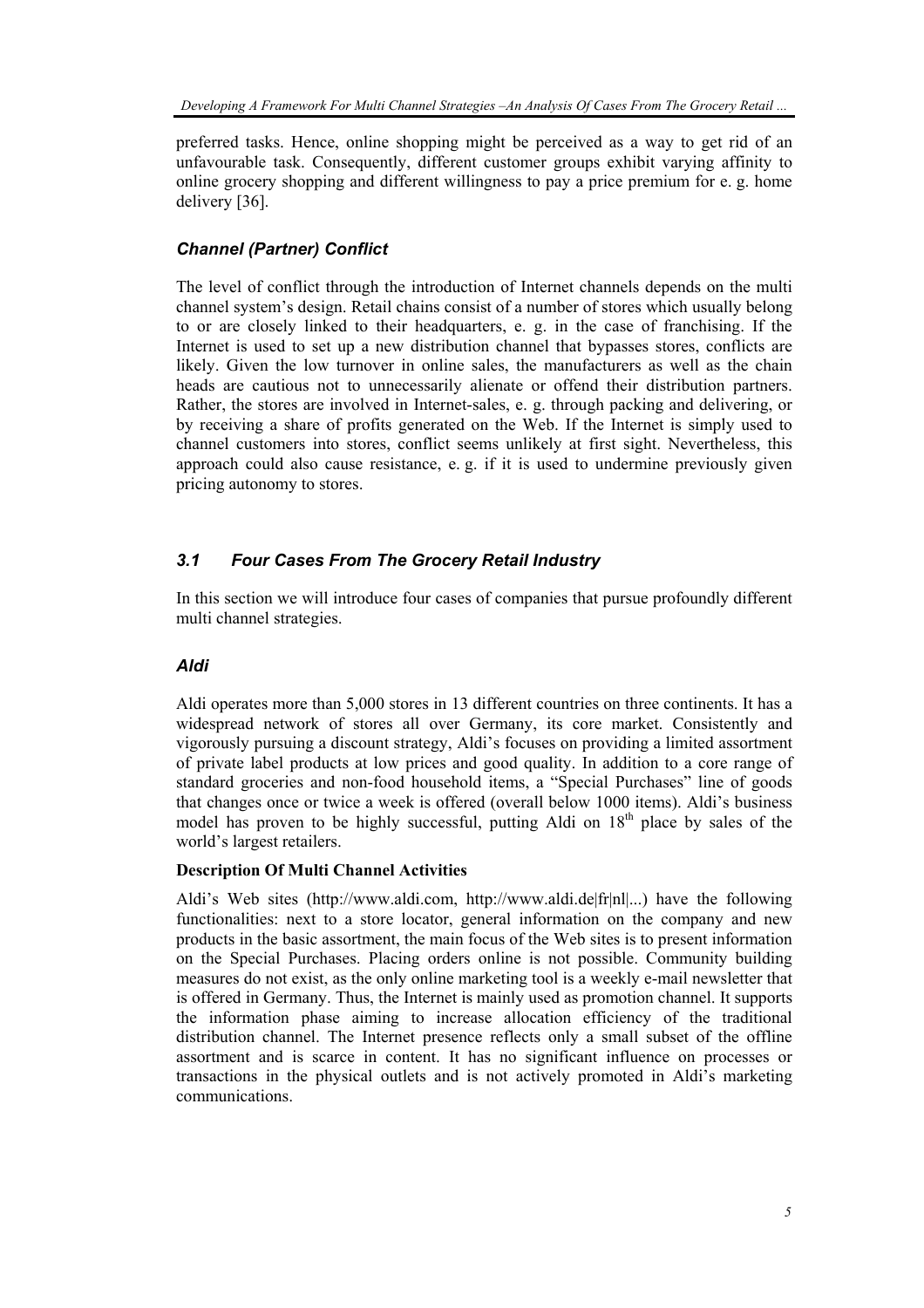preferred tasks. Hence, online shopping might be perceived as a way to get rid of an unfavourable task. Consequently, different customer groups exhibit varying affinity to online grocery shopping and different willingness to pay a price premium for e. g. home delivery [36].

### *Channel (Partner) Conflict*

The level of conflict through the introduction of Internet channels depends on the multi channel system's design. Retail chains consist of a number of stores which usually belong to or are closely linked to their headquarters, e. g. in the case of franchising. If the Internet is used to set up a new distribution channel that bypasses stores, conflicts are likely. Given the low turnover in online sales, the manufacturers as well as the chain heads are cautious not to unnecessarily alienate or offend their distribution partners. Rather, the stores are involved in Internet-sales, e. g. through packing and delivering, or by receiving a share of profits generated on the Web. If the Internet is simply used to channel customers into stores, conflict seems unlikely at first sight. Nevertheless, this approach could also cause resistance, e. g. if it is used to undermine previously given pricing autonomy to stores.

## *3.1 Four Cases From The Grocery Retail Industry*

In this section we will introduce four cases of companies that pursue profoundly different multi channel strategies.

### *Aldi*

Aldi operates more than 5,000 stores in 13 different countries on three continents. It has a widespread network of stores all over Germany, its core market. Consistently and vigorously pursuing a discount strategy, Aldi's focuses on providing a limited assortment of private label products at low prices and good quality. In addition to a core range of standard groceries and non-food household items, a "Special Purchases" line of goods that changes once or twice a week is offered (overall below 1000 items). Aldi's business model has proven to be highly successful, putting Aldi on 18th place by sales of the world's largest retailers.

**Description Of Multi Channel Activities**

Aldi's Web sites (http://www.aldi.com, http://www.aldi.de|fr|nl|...) have the following functionalities: next to a store locator, general information on the company and new products in the basic assortment, the main focus of the Web sites is to present information on the Special Purchases. Placing orders online is not possible. Community building measures do not exist, as the only online marketing tool is a weekly e-mail newsletter that is offered in Germany. Thus, the Internet is mainly used as promotion channel. It supports the information phase aiming to increase allocation efficiency of the traditional distribution channel. The Internet presence reflects only a small subset of the offline assortment and is scarce in content. It has no significant influence on processes or transactions in the physical outlets and is not actively promoted in Aldi's marketing communications.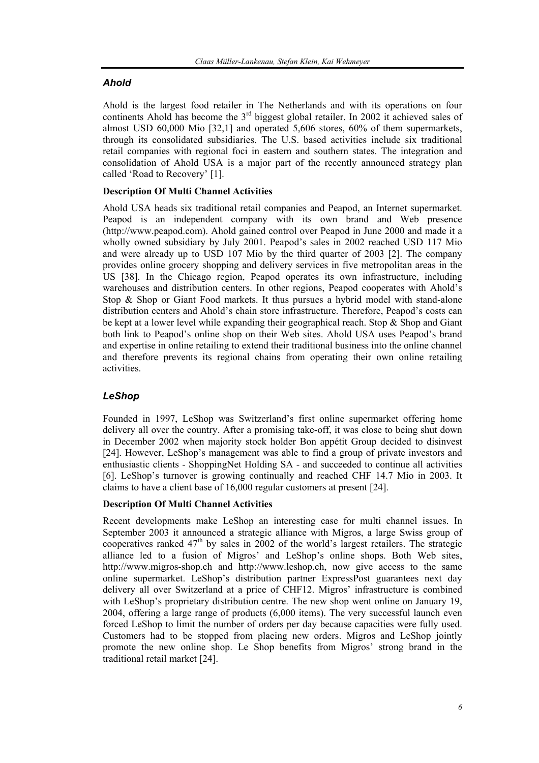## *Ahold*

Ahold is the largest food retailer in The Netherlands and with its operations on four continents Ahold has become the 3rd biggest global retailer. In 2002 it achieved sales of almost USD 60,000 Mio [32,1] and operated 5,606 stores, 60% of them supermarkets, through its consolidated subsidiaries. The U.S. based activities include six traditional retail companies with regional foci in eastern and southern states. The integration and consolidation of Ahold USA is a major part of the recently announced strategy plan called 'Road to Recovery' [1].

### Description Of Multi Channel Activities

Ahold USA heads six traditional retail companies and Peapod, an Internet supermarket. Peapod is an independent company with its own brand and Web presence (http://www.peapod.com). Ahold gained control over Peapod in June 2000 and made it a wholly owned subsidiary by July 2001. Peapod's sales in 2002 reached USD 117 Mio and were already up to USD 107 Mio by the third quarter of 2003 [2]. The company provides online grocery shopping and delivery services in five metropolitan areas in the US [38]. In the Chicago region, Peapod operates its own infrastructure, including warehouses and distribution centers. In other regions, Peapod cooperates with Ahold's Stop & Shop or Giant Food markets. It thus pursues a hybrid model with stand-alone distribution centers and Ahold's chain store infrastructure. Therefore, Peapod's costs can be kept at a lower level while expanding their geographical reach. Stop & Shop and Giant both link to Peapod's online shop on their Web sites. Ahold USA uses Peapod's brand and expertise in online retailing to extend their traditional business into the online channel and therefore prevents its regional chains from operating their own online retailing activities.

## *LeShop*

Founded in 1997, LeShop was Switzerland's first online supermarket offering home delivery all over the country. After a promising take-off, it was close to being shut down in December 2002 when majority stock holder Bon appétit Group decided to disinvest [24]. However, LeShop's management was able to find a group of private investors and enthusiastic clients - ShoppingNet Holding SA - and succeeded to continue all activities [6]. LeShop's turnover is growing continually and reached CHF 14.7 Mio in 2003. It claims to have a client base of 16,000 regular customers at present [24].

### Description Of Multi Channel Activities

Recent developments make LeShop an interesting case for multi channel issues. In September 2003 it announced a strategic alliance with Migros, a large Swiss group of cooperatives ranked 47th by sales in 2002 of the world's largest retailers. The strategic alliance led to a fusion of Migros' and LeShop's online shops. Both Web sites, http://www.migros-shop.ch and http://www.leshop.ch, now give access to the same online supermarket. LeShop's distribution partner ExpressPost guarantees next day delivery all over Switzerland at a price of CHF12. Migros' infrastructure is combined with LeShop's proprietary distribution centre. The new shop went online on January 19, 2004, offering a large range of products (6,000 items). The very successful launch even forced LeShop to limit the number of orders per day because capacities were fully used. Customers had to be stopped from placing new orders. Migros and LeShop jointly promote the new online shop. Le Shop benefits from Migros' strong brand in the traditional retail market [24].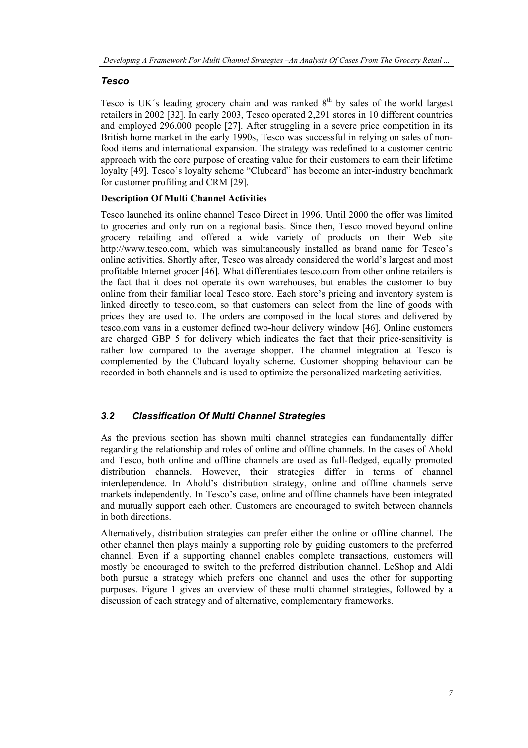### *Tesco*

Tesco is UK´s leading grocery chain and was ranked $8^{th}$ by sales of the world largest retailers in 2002 [32]. In early 2003, Tesco operated 2,291 stores in 10 different countries and employed 296,000 people [27]. After struggling in a severe price competition in its British home market in the early 1990s, Tesco was successful in relying on sales of non-food items and international expansion. The strategy was redefined to a customer centric approach with the core purpose of creating value for their customers to earn their lifetime loyalty [49]. Tesco's loyalty scheme "Clubcard" has become an inter-industry benchmark for customer profiling and CRM [29].

**Description Of Multi Channel Activities**

Tesco launched its online channel Tesco Direct in 1996. Until 2000 the offer was limited to groceries and only run on a regional basis. Since then, Tesco moved beyond online grocery retailing and offered a wide variety of products on their Web site http://www.tesco.com, which was simultaneously installed as brand name for Tesco's online activities. Shortly after, Tesco was already considered the world's largest and most profitable Internet grocer [46]. What differentiates tesco.com from other online retailers is the fact that it does not operate its own warehouses, but enables the customer to buy online from their familiar local Tesco store. Each store's pricing and inventory system is linked directly to tesco.com, so that customers can select from the line of goods with prices they are used to. The orders are composed in the local stores and delivered by tesco.com vans in a customer defined two-hour delivery window [46]. Online customers are charged GBP 5 for delivery which indicates the fact that their price-sensitivity is rather low compared to the average shopper. The channel integration at Tesco is complemented by the Clubcard loyalty scheme. Customer shopping behaviour can be recorded in both channels and is used to optimize the personalized marketing activities.

## *3.2 Classification Of Multi Channel Strategies*

As the previous section has shown multi channel strategies can fundamentally differ regarding the relationship and roles of online and offline channels. In the cases of Ahold and Tesco, both online and offline channels are used as full-fledged, equally promoted distribution channels. However, their strategies differ in terms of channel interdependence. In Ahold's distribution strategy, online and offline channels serve markets independently. In Tesco's case, online and offline channels have been integrated and mutually support each other. Customers are encouraged to switch between channels in both directions.

Alternatively, distribution strategies can prefer either the online or offline channel. The other channel then plays mainly a supporting role by guiding customers to the preferred channel. Even if a supporting channel enables complete transactions, customers will mostly be encouraged to switch to the preferred distribution channel. LeShop and Aldi both pursue a strategy which prefers one channel and uses the other for supporting purposes. Figure 1 gives an overview of these multi channel strategies, followed by a discussion of each strategy and of alternative, complementary frameworks.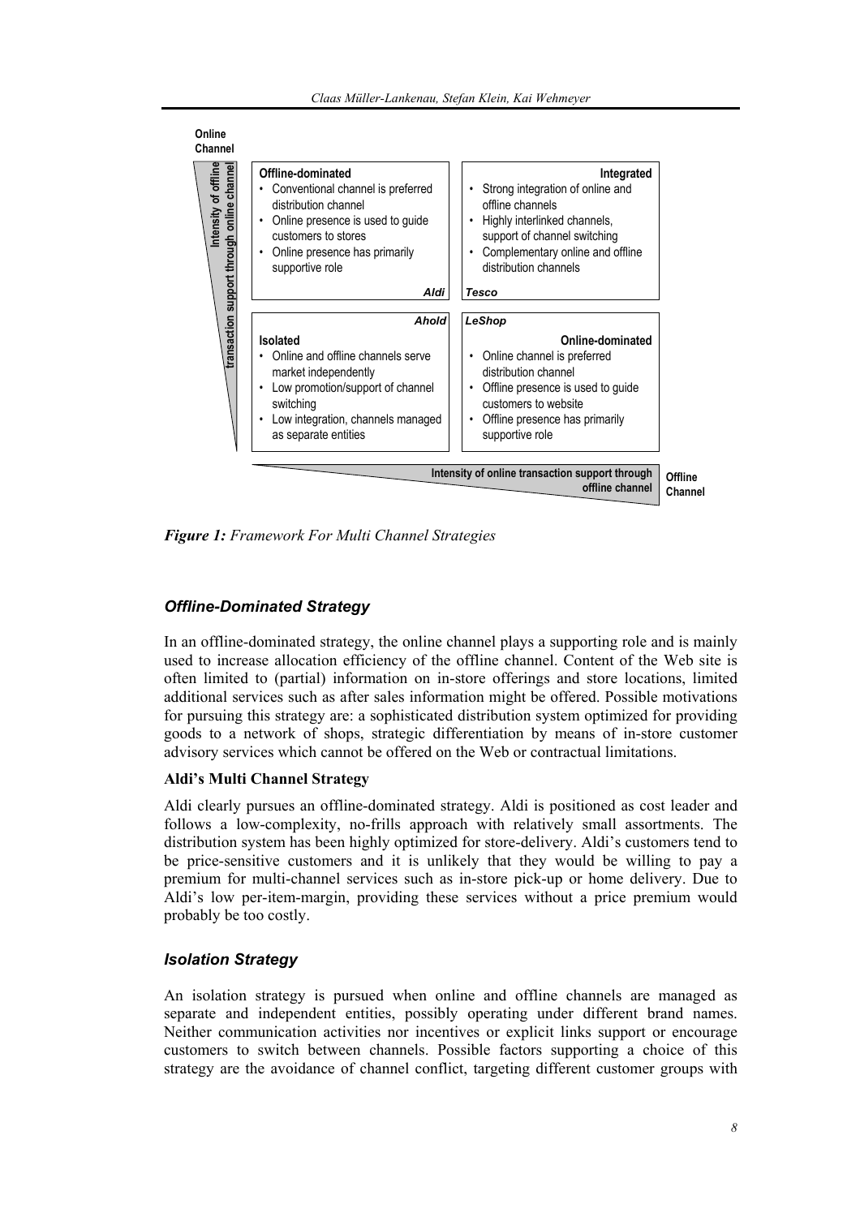| Online Channel / Intensity of offline transaction support through online channel | | |
|---|---|---|
| | **Offline-dominated**<br>• Conventional channel is preferred distribution channel<br>• Online presence is used to guide customers to stores<br>• Online presence has primarily supportive role<br>*Aldi* | **Integrated**<br>• Strong integration of online and offline channels<br>• Highly interlinked channels, support of channel switching<br>• Complementary online and offline distribution channels<br>*Tesco* |
| | *Ahold*<br>**Isolated**<br>• Online and offline channels serve market independently<br>• Low promotion/support of channel switching<br>• Low integration, channels managed as separate entities | *LeShop*<br>**Online-dominated**<br>• Online channel is preferred distribution channel<br>• Offline presence is used to guide customers to website<br>• Offline presence has primarily supportive role |
| | Intensity of online transaction support through offline channel | Offline Channel |

***Figure 1:*** *Framework For Multi Channel Strategies*

### *Offline-Dominated Strategy*

In an offline-dominated strategy, the online channel plays a supporting role and is mainly used to increase allocation efficiency of the offline channel. Content of the Web site is often limited to (partial) information on in-store offerings and store locations, limited additional services such as after sales information might be offered. Possible motivations for pursuing this strategy are: a sophisticated distribution system optimized for providing goods to a network of shops, strategic differentiation by means of in-store customer advisory services which cannot be offered on the Web or contractual limitations.

**Aldi's Multi Channel Strategy**

Aldi clearly pursues an offline-dominated strategy. Aldi is positioned as cost leader and follows a low-complexity, no-frills approach with relatively small assortments. The distribution system has been highly optimized for store-delivery. Aldi's customers tend to be price-sensitive customers and it is unlikely that they would be willing to pay a premium for multi-channel services such as in-store pick-up or home delivery. Due to Aldi's low per-item-margin, providing these services without a price premium would probably be too costly.

### *Isolation Strategy*

An isolation strategy is pursued when online and offline channels are managed as separate and independent entities, possibly operating under different brand names. Neither communication activities nor incentives or explicit links support or encourage customers to switch between channels. Possible factors supporting a choice of this strategy are the avoidance of channel conflict, targeting different customer groups with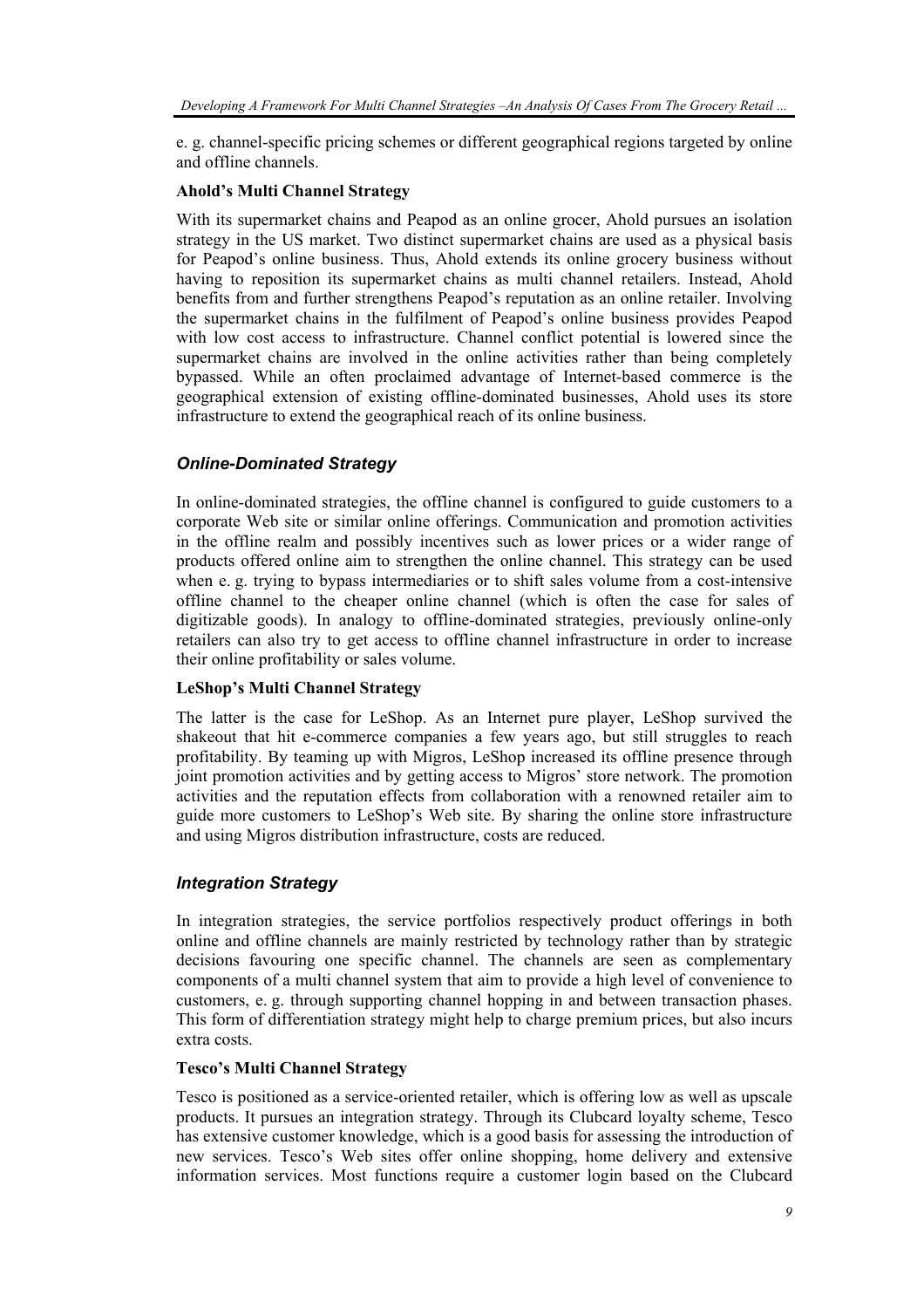e. g. channel-specific pricing schemes or different geographical regions targeted by online and offline channels.

**Ahold's Multi Channel Strategy**

With its supermarket chains and Peapod as an online grocer, Ahold pursues an isolation strategy in the US market. Two distinct supermarket chains are used as a physical basis for Peapod's online business. Thus, Ahold extends its online grocery business without having to reposition its supermarket chains as multi channel retailers. Instead, Ahold benefits from and further strengthens Peapod's reputation as an online retailer. Involving the supermarket chains in the fulfilment of Peapod's online business provides Peapod with low cost access to infrastructure. Channel conflict potential is lowered since the supermarket chains are involved in the online activities rather than being completely bypassed. While an often proclaimed advantage of Internet-based commerce is the geographical extension of existing offline-dominated businesses, Ahold uses its store infrastructure to extend the geographical reach of its online business.

### *Online-Dominated Strategy*

In online-dominated strategies, the offline channel is configured to guide customers to a corporate Web site or similar online offerings. Communication and promotion activities in the offline realm and possibly incentives such as lower prices or a wider range of products offered online aim to strengthen the online channel. This strategy can be used when e. g. trying to bypass intermediaries or to shift sales volume from a cost-intensive offline channel to the cheaper online channel (which is often the case for sales of digitizable goods). In analogy to offline-dominated strategies, previously online-only retailers can also try to get access to offline channel infrastructure in order to increase their online profitability or sales volume.

**LeShop's Multi Channel Strategy**

The latter is the case for LeShop. As an Internet pure player, LeShop survived the shakeout that hit e-commerce companies a few years ago, but still struggles to reach profitability. By teaming up with Migros, LeShop increased its offline presence through joint promotion activities and by getting access to Migros' store network. The promotion activities and the reputation effects from collaboration with a renowned retailer aim to guide more customers to LeShop's Web site. By sharing the online store infrastructure and using Migros distribution infrastructure, costs are reduced.

### *Integration Strategy*

In integration strategies, the service portfolios respectively product offerings in both online and offline channels are mainly restricted by technology rather than by strategic decisions favouring one specific channel. The channels are seen as complementary components of a multi channel system that aim to provide a high level of convenience to customers, e. g. through supporting channel hopping in and between transaction phases. This form of differentiation strategy might help to charge premium prices, but also incurs extra costs.

**Tesco's Multi Channel Strategy**

Tesco is positioned as a service-oriented retailer, which is offering low as well as upscale products. It pursues an integration strategy. Through its Clubcard loyalty scheme, Tesco has extensive customer knowledge, which is a good basis for assessing the introduction of new services. Tesco's Web sites offer online shopping, home delivery and extensive information services. Most functions require a customer login based on the Clubcard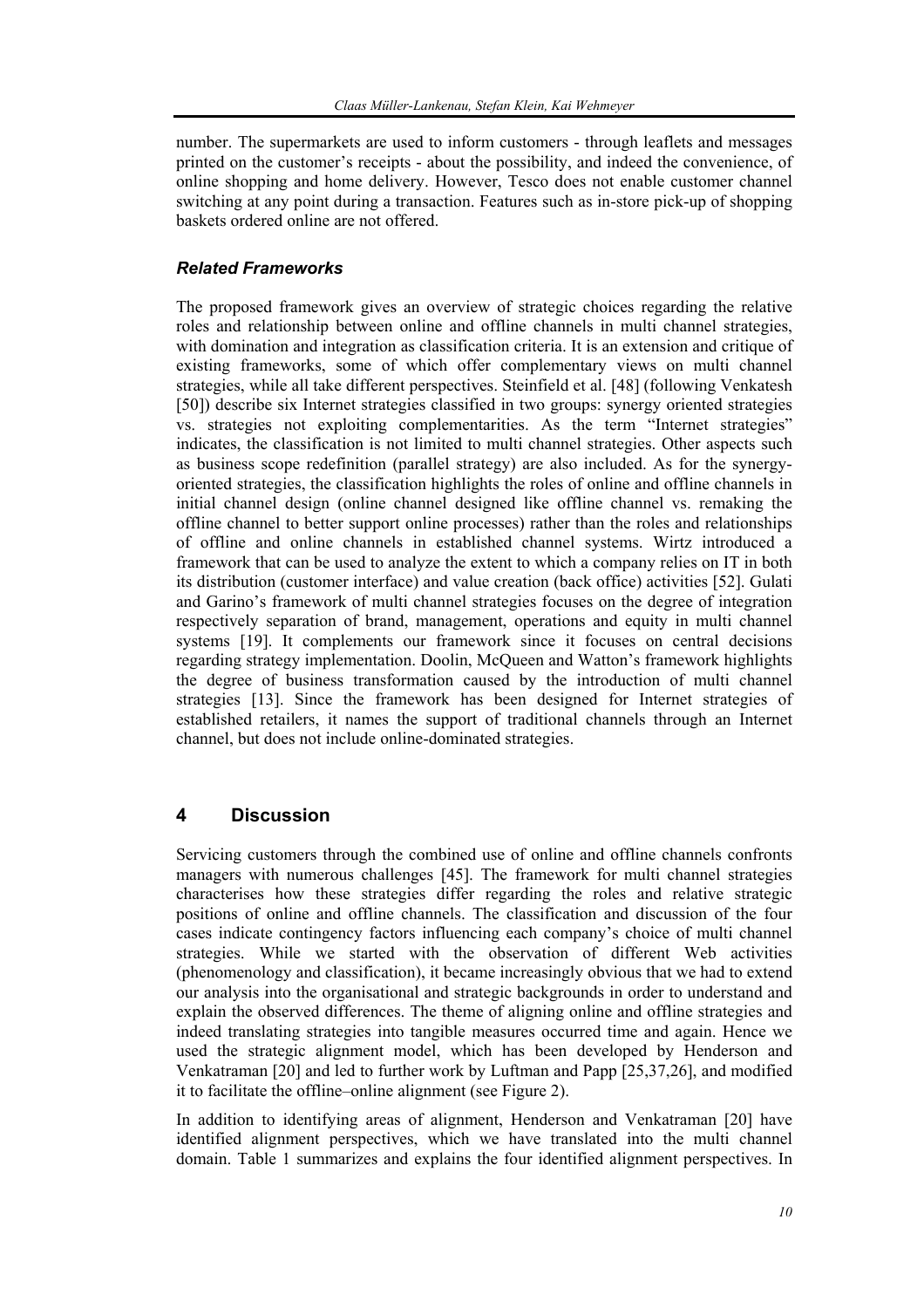number. The supermarkets are used to inform customers - through leaflets and messages printed on the customer's receipts - about the possibility, and indeed the convenience, of online shopping and home delivery. However, Tesco does not enable customer channel switching at any point during a transaction. Features such as in-store pick-up of shopping baskets ordered online are not offered.

### *Related Frameworks*

The proposed framework gives an overview of strategic choices regarding the relative roles and relationship between online and offline channels in multi channel strategies, with domination and integration as classification criteria. It is an extension and critique of existing frameworks, some of which offer complementary views on multi channel strategies, while all take different perspectives. Steinfield et al. [48] (following Venkatesh [50]) describe six Internet strategies classified in two groups: synergy oriented strategies vs. strategies not exploiting complementarities. As the term "Internet strategies" indicates, the classification is not limited to multi channel strategies. Other aspects such as business scope redefinition (parallel strategy) are also included. As for the synergy-oriented strategies, the classification highlights the roles of online and offline channels in initial channel design (online channel designed like offline channel vs. remaking the offline channel to better support online processes) rather than the roles and relationships of offline and online channels in established channel systems. Wirtz introduced a framework that can be used to analyze the extent to which a company relies on IT in both its distribution (customer interface) and value creation (back office) activities [52]. Gulati and Garino's framework of multi channel strategies focuses on the degree of integration respectively separation of brand, management, operations and equity in multi channel systems [19]. It complements our framework since it focuses on central decisions regarding strategy implementation. Doolin, McQueen and Watton's framework highlights the degree of business transformation caused by the introduction of multi channel strategies [13]. Since the framework has been designed for Internet strategies of established retailers, it names the support of traditional channels through an Internet channel, but does not include online-dominated strategies.

## 4 Discussion

Servicing customers through the combined use of online and offline channels confronts managers with numerous challenges [45]. The framework for multi channel strategies characterises how these strategies differ regarding the roles and relative strategic positions of online and offline channels. The classification and discussion of the four cases indicate contingency factors influencing each company's choice of multi channel strategies. While we started with the observation of different Web activities (phenomenology and classification), it became increasingly obvious that we had to extend our analysis into the organisational and strategic backgrounds in order to understand and explain the observed differences. The theme of aligning online and offline strategies and indeed translating strategies into tangible measures occurred time and again. Hence we used the strategic alignment model, which has been developed by Henderson and Venkatraman [20] and led to further work by Luftman and Papp [25,37,26], and modified it to facilitate the offline–online alignment (see Figure 2).

In addition to identifying areas of alignment, Henderson and Venkatraman [20] have identified alignment perspectives, which we have translated into the multi channel domain. Table 1 summarizes and explains the four identified alignment perspectives. In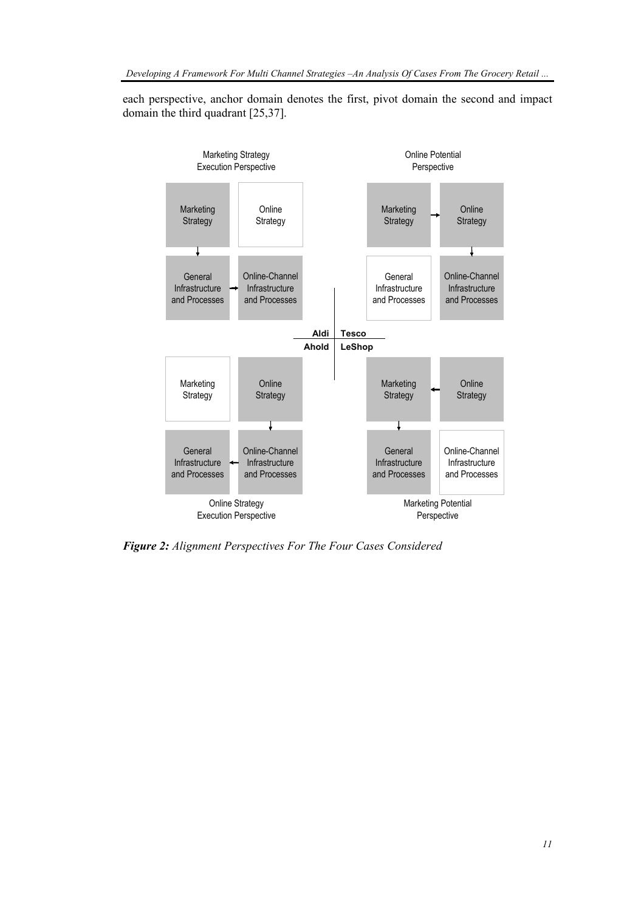each perspective, anchor domain denotes the first, pivot domain the second and impact domain the third quadrant [25,37].

Marketing Strategy Execution Perspective

| Marketing Strategy | Online Strategy |
| --- | --- |
| General Infrastructure and Processes | Online-Channel Infrastructure and Processes |

Online Potential Perspective

| Marketing Strategy | Online Strategy |
| --- | --- |
| General Infrastructure and Processes | Online-Channel Infrastructure and Processes |

| Aldi | Tesco |
| --- | --- |
| Ahold | LeShop |

| Marketing Strategy | Online Strategy |
| --- | --- |
| General Infrastructure and Processes | Online-Channel Infrastructure and Processes |

Online Strategy Execution Perspective

| Marketing Strategy | Online Strategy |
| --- | --- |
| General Infrastructure and Processes | Online-Channel Infrastructure and Processes |

Marketing Potential Perspective

***Figure 2:*** *Alignment Perspectives For The Four Cases Considered*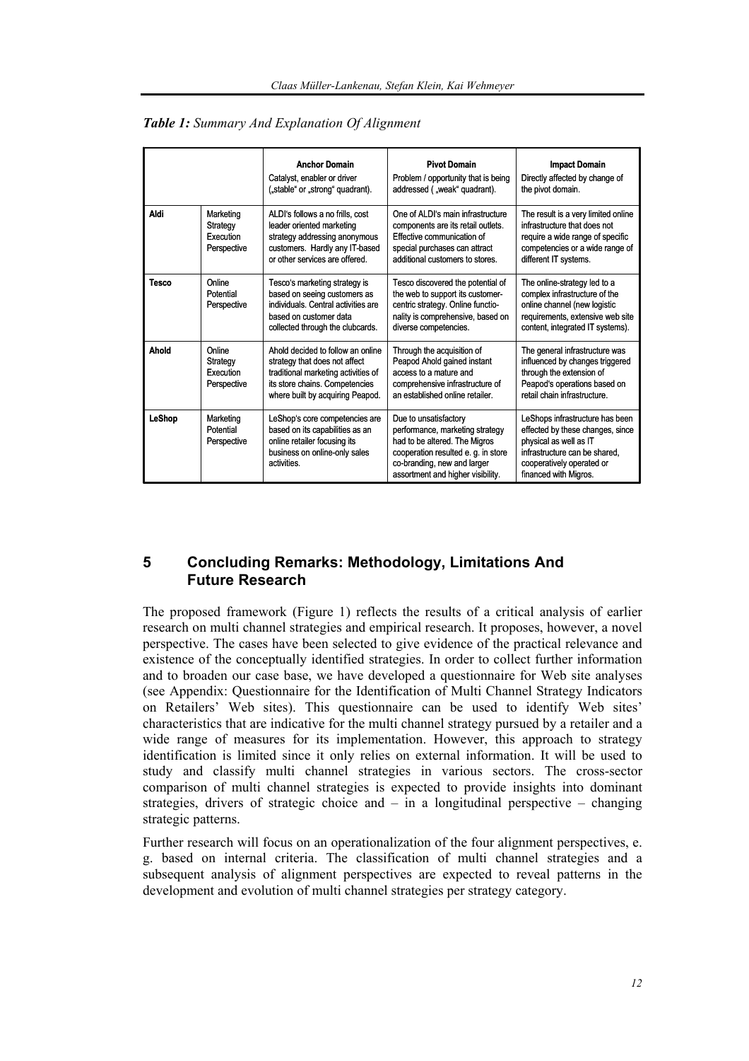*Table 1: Summary And Explanation Of Alignment*

| | | **Anchor Domain** Catalyst, enabler or driver („stable" or „strong" quadrant). | **Pivot Domain** Problem / opportunity that is being addressed ( „weak" quadrant). | **Impact Domain** Directly affected by change of the pivot domain. |
|---|---|---|---|---|
| **Aldi** | Marketing Strategy Execution Perspective | ALDI's follows a no frills, cost leader oriented marketing strategy addressing anonymous customers. Hardly any IT-based or other services are offered. | One of ALDI's main infrastructure components are its retail outlets. Effective communication of special purchases can attract additional customers to stores. | The result is a very limited online infrastructure that does not require a wide range of specific competencies or a wide range of different IT systems. |
| **Tesco** | Online Potential Perspective | Tesco's marketing strategy is based on seeing customers as individuals. Central activities are based on customer data collected through the clubcards. | Tesco discovered the potential of the web to support its customer-centric strategy. Online functio-nality is comprehensive, based on diverse competencies. | The online-strategy led to a complex infrastructure of the online channel (new logistic requirements, extensive web site content, integrated IT systems). |
| **Ahold** | Online Strategy Execution Perspective | Ahold decided to follow an online strategy that does not affect traditional marketing activities of its store chains. Competencies where built by acquiring Peapod. | Through the acquisition of Peapod Ahold gained instant access to a mature and comprehensive infrastructure of an established online retailer. | The general infrastructure was influenced by changes triggered through the extension of Peapod's operations based on retail chain infrastructure. |
| **LeShop** | Marketing Potential Perspective | LeShop's core competencies are based on its capabilities as an online retailer focusing its business on online-only sales activities. | Due to unsatisfactory performance, marketing strategy had to be altered. The Migros cooperation resulted e. g. in store co-branding, new and larger assortment and higher visibility. | LeShops infrastructure has been effected by these changes, since physical as well as IT infrastructure can be shared, cooperatively operated or financed with Migros. |

## 5 Concluding Remarks: Methodology, Limitations And Future Research

The proposed framework (Figure 1) reflects the results of a critical analysis of earlier research on multi channel strategies and empirical research. It proposes, however, a novel perspective. The cases have been selected to give evidence of the practical relevance and existence of the conceptually identified strategies. In order to collect further information and to broaden our case base, we have developed a questionnaire for Web site analyses (see Appendix: Questionnaire for the Identification of Multi Channel Strategy Indicators on Retailers' Web sites). This questionnaire can be used to identify Web sites' characteristics that are indicative for the multi channel strategy pursued by a retailer and a wide range of measures for its implementation. However, this approach to strategy identification is limited since it only relies on external information. It will be used to study and classify multi channel strategies in various sectors. The cross-sector comparison of multi channel strategies is expected to provide insights into dominant strategies, drivers of strategic choice and – in a longitudinal perspective – changing strategic patterns.

Further research will focus on an operationalization of the four alignment perspectives, e. g. based on internal criteria. The classification of multi channel strategies and a subsequent analysis of alignment perspectives are expected to reveal patterns in the development and evolution of multi channel strategies per strategy category.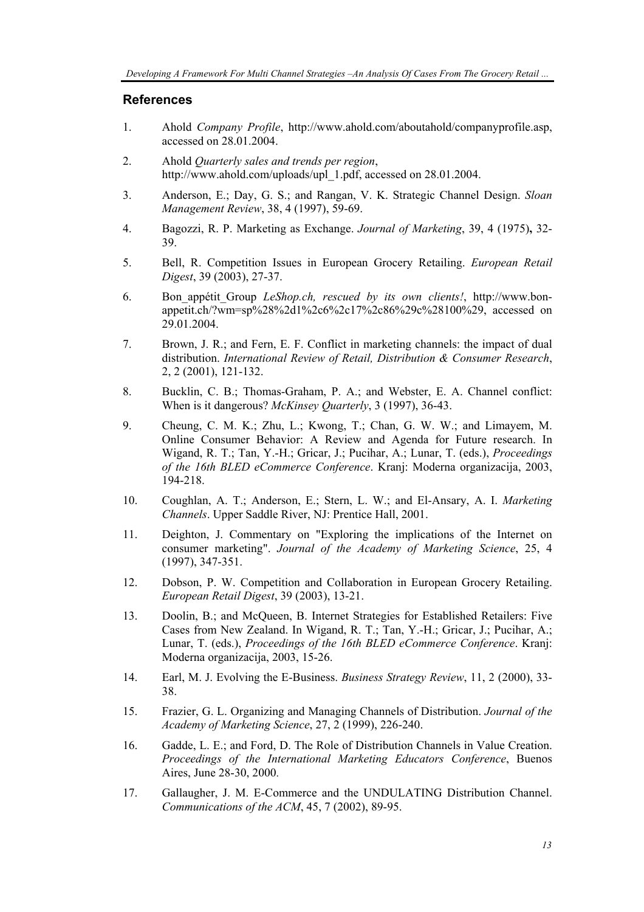## References

1. Ahold *Company Profile*, http://www.ahold.com/aboutahold/companyprofile.asp, accessed on 28.01.2004.
2. Ahold *Quarterly sales and trends per region*, http://www.ahold.com/uploads/upl_1.pdf, accessed on 28.01.2004.
3. Anderson, E.; Day, G. S.; and Rangan, V. K. Strategic Channel Design. *Sloan Management Review*, 38, 4 (1997), 59-69.
4. Bagozzi, R. P. Marketing as Exchange. *Journal of Marketing*, 39, 4 (1975)**,** 32-39.
5. Bell, R. Competition Issues in European Grocery Retailing. *European Retail Digest*, 39 (2003), 27-37.
6. Bon_appétit_Group *LeShop.ch, rescued by its own clients!*, http://www.bon-appetit.ch/?wm=sp%28%2d1%2c6%2c17%2c86%29c%28100%29, accessed on 29.01.2004.
7. Brown, J. R.; and Fern, E. F. Conflict in marketing channels: the impact of dual distribution. *International Review of Retail, Distribution & Consumer Research*, 2, 2 (2001), 121-132.
8. Bucklin, C. B.; Thomas-Graham, P. A.; and Webster, E. A. Channel conflict: When is it dangerous? *McKinsey Quarterly*, 3 (1997), 36-43.
9. Cheung, C. M. K.; Zhu, L.; Kwong, T.; Chan, G. W. W.; and Limayem, M. Online Consumer Behavior: A Review and Agenda for Future research. In Wigand, R. T.; Tan, Y.-H.; Gricar, J.; Pucihar, A.; Lunar, T. (eds.), *Proceedings of the 16th BLED eCommerce Conference*. Kranj: Moderna organizacija, 2003, 194-218.
10. Coughlan, A. T.; Anderson, E.; Stern, L. W.; and El-Ansary, A. I. *Marketing Channels*. Upper Saddle River, NJ: Prentice Hall, 2001.
11. Deighton, J. Commentary on "Exploring the implications of the Internet on consumer marketing". *Journal of the Academy of Marketing Science*, 25, 4 (1997), 347-351.
12. Dobson, P. W. Competition and Collaboration in European Grocery Retailing. *European Retail Digest*, 39 (2003), 13-21.
13. Doolin, B.; and McQueen, B. Internet Strategies for Established Retailers: Five Cases from New Zealand. In Wigand, R. T.; Tan, Y.-H.; Gricar, J.; Pucihar, A.; Lunar, T. (eds.), *Proceedings of the 16th BLED eCommerce Conference*. Kranj: Moderna organizacija, 2003, 15-26.
14. Earl, M. J. Evolving the E-Business. *Business Strategy Review*, 11, 2 (2000), 33-38.
15. Frazier, G. L. Organizing and Managing Channels of Distribution. *Journal of the Academy of Marketing Science*, 27, 2 (1999), 226-240.
16. Gadde, L. E.; and Ford, D. The Role of Distribution Channels in Value Creation. *Proceedings of the International Marketing Educators Conference*, Buenos Aires, June 28-30, 2000.
17. Gallaugher, J. M. E-Commerce and the UNDULATING Distribution Channel. *Communications of the ACM*, 45, 7 (2002), 89-95.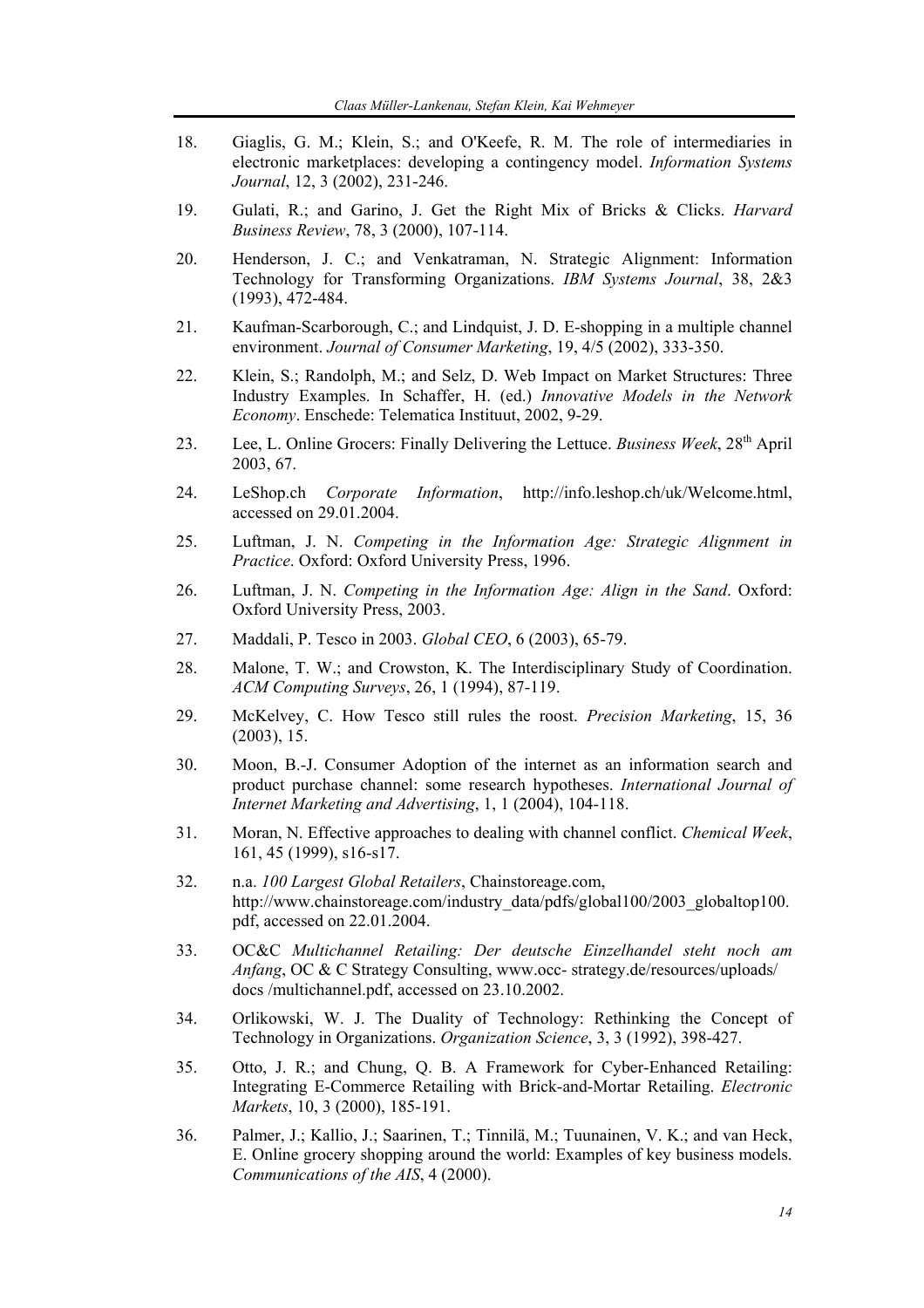18. Giaglis, G. M.; Klein, S.; and O'Keefe, R. M. The role of intermediaries in electronic marketplaces: developing a contingency model. *Information Systems Journal*, 12, 3 (2002), 231-246.

19. Gulati, R.; and Garino, J. Get the Right Mix of Bricks & Clicks. *Harvard Business Review*, 78, 3 (2000), 107-114.

20. Henderson, J. C.; and Venkatraman, N. Strategic Alignment: Information Technology for Transforming Organizations. *IBM Systems Journal*, 38, 2&3 (1993), 472-484.

21. Kaufman-Scarborough, C.; and Lindquist, J. D. E-shopping in a multiple channel environment. *Journal of Consumer Marketing*, 19, 4/5 (2002), 333-350.

22. Klein, S.; Randolph, M.; and Selz, D. Web Impact on Market Structures: Three Industry Examples. In Schaffer, H. (ed.) *Innovative Models in the Network Economy*. Enschede: Telematica Instituut, 2002, 9-29.

23. Lee, L. Online Grocers: Finally Delivering the Lettuce. *Business Week*, 28th April 2003, 67.

24. LeShop.ch *Corporate Information*, http://info.leshop.ch/uk/Welcome.html, accessed on 29.01.2004.

25. Luftman, J. N. *Competing in the Information Age: Strategic Alignment in Practice*. Oxford: Oxford University Press, 1996.

26. Luftman, J. N. *Competing in the Information Age: Align in the Sand*. Oxford: Oxford University Press, 2003.

27. Maddali, P. Tesco in 2003. *Global CEO*, 6 (2003), 65-79.

28. Malone, T. W.; and Crowston, K. The Interdisciplinary Study of Coordination. *ACM Computing Surveys*, 26, 1 (1994), 87-119.

29. McKelvey, C. How Tesco still rules the roost. *Precision Marketing*, 15, 36 (2003), 15.

30. Moon, B.-J. Consumer Adoption of the internet as an information search and product purchase channel: some research hypotheses. *International Journal of Internet Marketing and Advertising*, 1, 1 (2004), 104-118.

31. Moran, N. Effective approaches to dealing with channel conflict. *Chemical Week*, 161, 45 (1999), s16-s17.

32. n.a. *100 Largest Global Retailers*, Chainstoreage.com, http://www.chainstoreage.com/industry_data/pdfs/global100/2003_globaltop100.pdf, accessed on 22.01.2004.

33. OC&C *Multichannel Retailing: Der deutsche Einzelhandel steht noch am Anfang*, OC & C Strategy Consulting, www.occ- strategy.de/resources/uploads/docs /multichannel.pdf, accessed on 23.10.2002.

34. Orlikowski, W. J. The Duality of Technology: Rethinking the Concept of Technology in Organizations. *Organization Science*, 3, 3 (1992), 398-427.

35. Otto, J. R.; and Chung, Q. B. A Framework for Cyber-Enhanced Retailing: Integrating E-Commerce Retailing with Brick-and-Mortar Retailing. *Electronic Markets*, 10, 3 (2000), 185-191.

36. Palmer, J.; Kallio, J.; Saarinen, T.; Tinnilä, M.; Tuunainen, V. K.; and van Heck, E. Online grocery shopping around the world: Examples of key business models. *Communications of the AIS*, 4 (2000).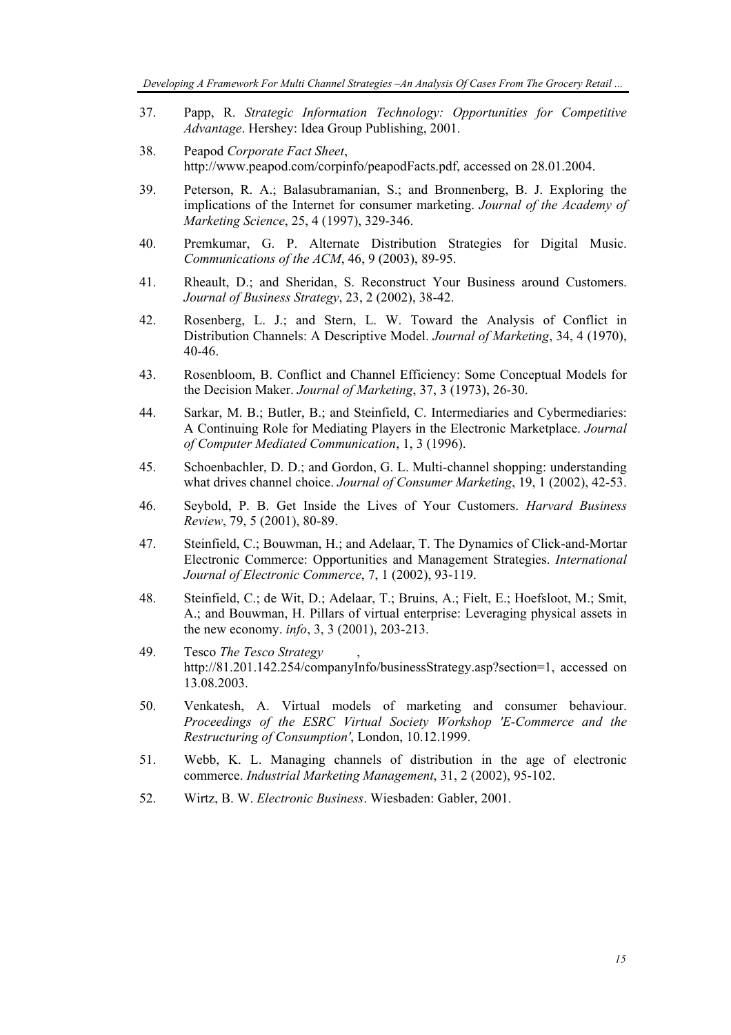37. Papp, R. *Strategic Information Technology: Opportunities for Competitive Advantage*. Hershey: Idea Group Publishing, 2001.

38. Peapod *Corporate Fact Sheet*, http://www.peapod.com/corpinfo/peapodFacts.pdf, accessed on 28.01.2004.

39. Peterson, R. A.; Balasubramanian, S.; and Bronnenberg, B. J. Exploring the implications of the Internet for consumer marketing. *Journal of the Academy of Marketing Science*, 25, 4 (1997), 329-346.

40. Premkumar, G. P. Alternate Distribution Strategies for Digital Music. *Communications of the ACM*, 46, 9 (2003), 89-95.

41. Rheault, D.; and Sheridan, S. Reconstruct Your Business around Customers. *Journal of Business Strategy*, 23, 2 (2002), 38-42.

42. Rosenberg, L. J.; and Stern, L. W. Toward the Analysis of Conflict in Distribution Channels: A Descriptive Model. *Journal of Marketing*, 34, 4 (1970), 40-46.

43. Rosenbloom, B. Conflict and Channel Efficiency: Some Conceptual Models for the Decision Maker. *Journal of Marketing*, 37, 3 (1973), 26-30.

44. Sarkar, M. B.; Butler, B.; and Steinfield, C. Intermediaries and Cybermediaries: A Continuing Role for Mediating Players in the Electronic Marketplace. *Journal of Computer Mediated Communication*, 1, 3 (1996).

45. Schoenbachler, D. D.; and Gordon, G. L. Multi-channel shopping: understanding what drives channel choice. *Journal of Consumer Marketing*, 19, 1 (2002), 42-53.

46. Seybold, P. B. Get Inside the Lives of Your Customers. *Harvard Business Review*, 79, 5 (2001), 80-89.

47. Steinfield, C.; Bouwman, H.; and Adelaar, T. The Dynamics of Click-and-Mortar Electronic Commerce: Opportunities and Management Strategies. *International Journal of Electronic Commerce*, 7, 1 (2002), 93-119.

48. Steinfield, C.; de Wit, D.; Adelaar, T.; Bruins, A.; Fielt, E.; Hoefsloot, M.; Smit, A.; and Bouwman, H. Pillars of virtual enterprise: Leveraging physical assets in the new economy. *info*, 3, 3 (2001), 203-213.

49. Tesco *The Tesco Strategy*, http://81.201.142.254/companyInfo/businessStrategy.asp?section=1, accessed on 13.08.2003.

50. Venkatesh, A. Virtual models of marketing and consumer behaviour. *Proceedings of the ESRC Virtual Society Workshop 'E-Commerce and the Restructuring of Consumption'*, London, 10.12.1999.

51. Webb, K. L. Managing channels of distribution in the age of electronic commerce. *Industrial Marketing Management*, 31, 2 (2002), 95-102.

52. Wirtz, B. W. *Electronic Business*. Wiesbaden: Gabler, 2001.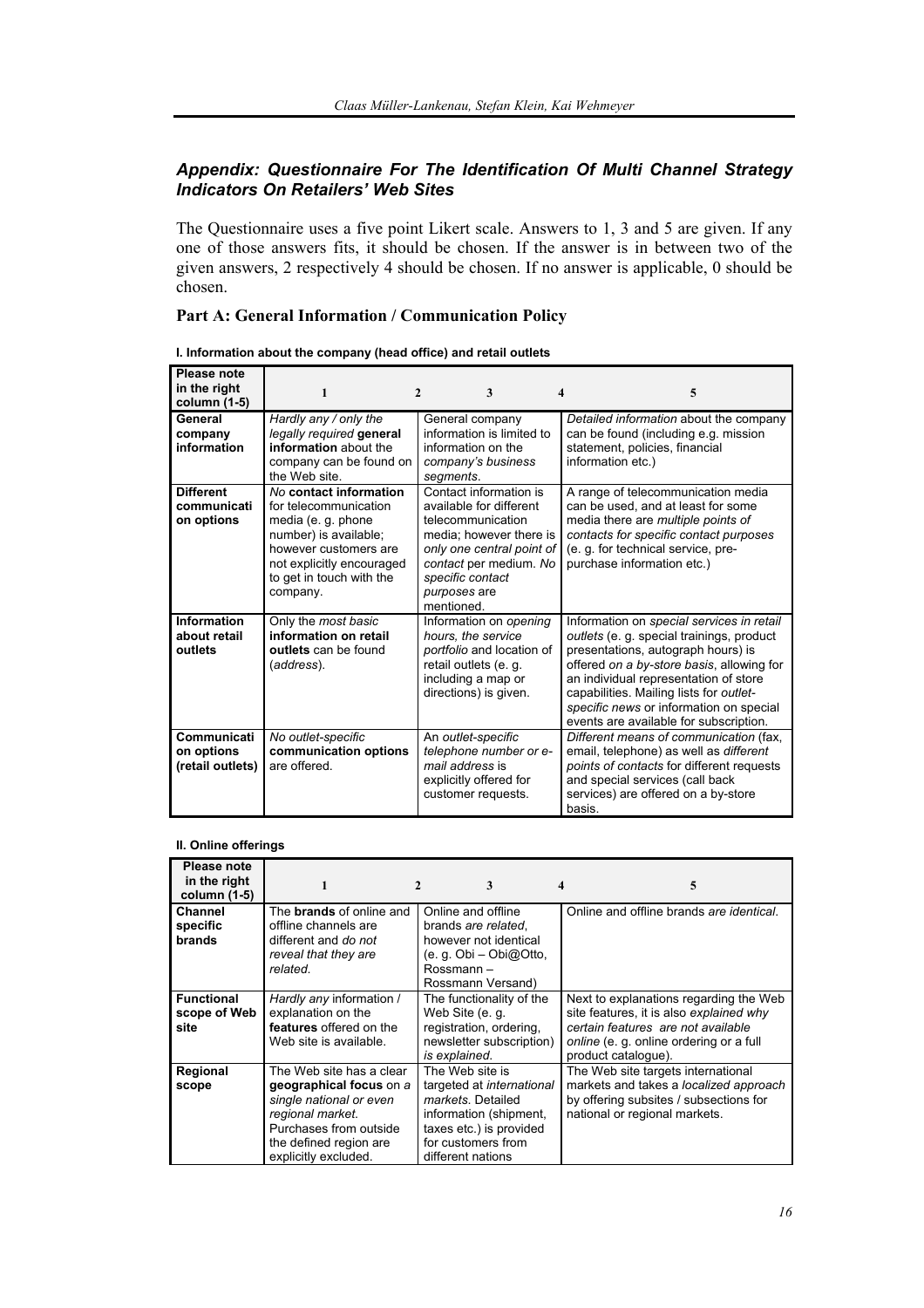## *Appendix: Questionnaire For The Identification Of Multi Channel Strategy Indicators On Retailers' Web Sites*

The Questionnaire uses a five point Likert scale. Answers to 1, 3 and 5 are given. If any one of those answers fits, it should be chosen. If the answer is in between two of the given answers, 2 respectively 4 should be chosen. If no answer is applicable, 0 should be chosen.

### Part A: General Information / Communication Policy

**I. Information about the company (head office) and retail outlets**

| Please note in the right column (1-5) | 1 | 2 | 3 | 4 | 5 |
|---|---|---|---|---|---|
| **General company information** | *Hardly any / only the legally required* **general information** about the company can be found on the Web site. | | General company information is limited to information on the *company's business segments*. | | *Detailed information* about the company can be found (including e.g. mission statement, policies, financial information etc.) |
| **Different communication options** | *No* **contact information** for telecommunication media (e. g. phone number) is available; however customers are not explicitly encouraged to get in touch with the company. | | Contact information is available for different telecommunication media; however there is *only one central point of contact* per medium. *No specific contact purposes* are mentioned. | | A range of telecommunication media can be used, and at least for some media there are *multiple points of contacts for specific contact purposes* (e. g. for technical service, pre-purchase information etc.) |
| **Information about retail outlets** | Only the *most basic* **information on retail outlets** can be found (*address*). | | Information on *opening hours, the service portfolio* and location of retail outlets (e. g. including a map or directions) is given. | | Information on *special services in retail outlets* (e. g. special trainings, product presentations, autograph hours) is offered *on a by-store basis*, allowing for an individual representation of store capabilities. Mailing lists for *outlet-specific news* or information on special events are available for subscription. |
| **Communication options (retail outlets)** | *No outlet-specific* **communication options** are offered. | | An *outlet-specific telephone number or e-mail address* is explicitly offered for customer requests. | | *Different means of communication* (fax, email, telephone) as well as *different points of contacts* for different requests and special services (call back services) are offered on a by-store basis. |

**II. Online offerings**

| Please note in the right column (1-5) | 1 | 2 | 3 | 4 | 5 |
|---|---|---|---|---|---|
| **Channel specific brands** | The **brands** of online and offline channels are different and *do not reveal that they are related*. | | Online and offline brands *are related*, however not identical (e. g. Obi – Obi@Otto, Rossmann – Rossmann Versand) | | Online and offline brands *are identical*. |
| **Functional scope of Web site** | *Hardly any* information / explanation on the **features** offered on the Web site is available. | | The functionality of the Web Site (e. g. registration, ordering, newsletter subscription) *is explained*. | | Next to explanations regarding the Web site features, it is also *explained why* certain features *are not available online* (e. g. online ordering or a full product catalogue). |
| **Regional scope** | The Web site has a clear **geographical focus** *on a single national or even regional market*. Purchases from outside the defined region are explicitly excluded. | | The Web site is targeted at *international markets*. Detailed information (shipment, taxes etc.) is provided for customers from different nations | | The Web site targets international markets and takes a *localized approach* by offering subsites / subsections for national or regional markets. |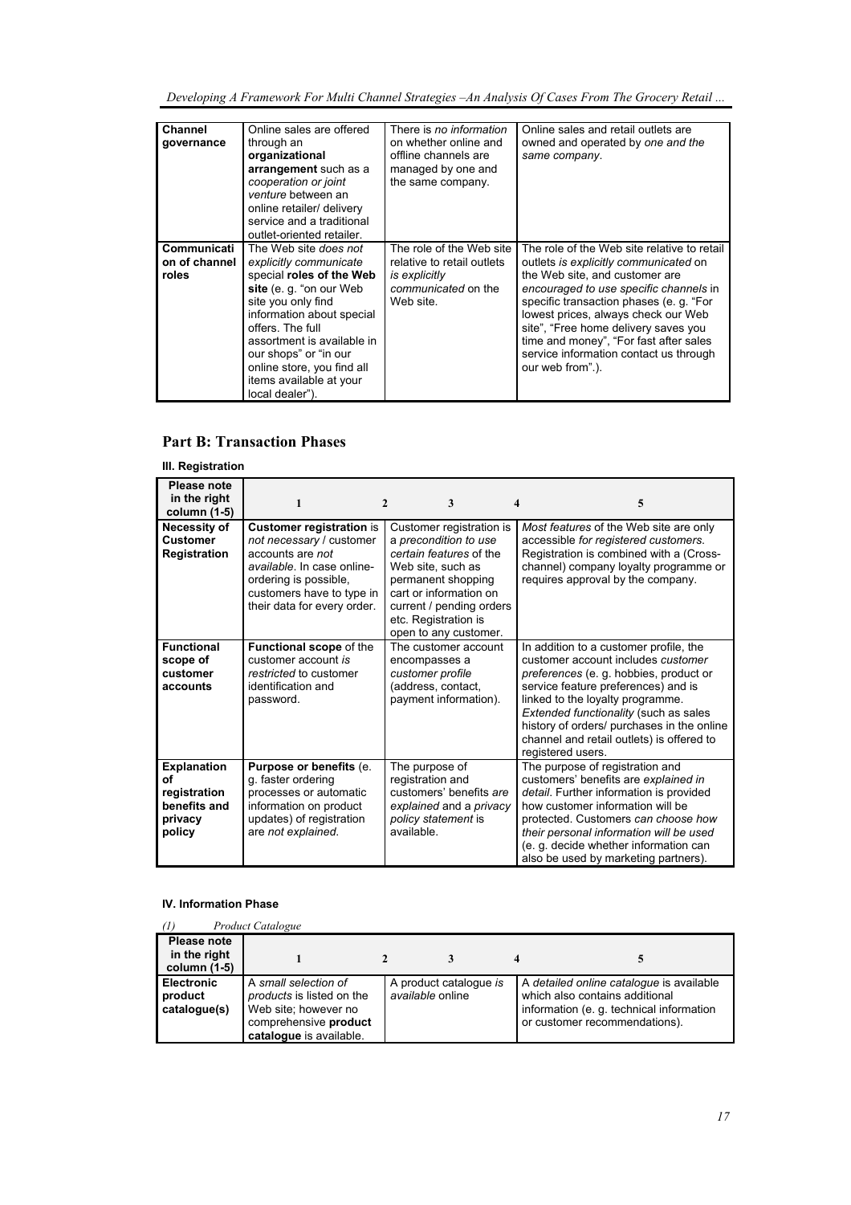| **Channel governance** | Online sales are offered through an **organizational arrangement** such as a *cooperation or joint venture* between an online retailer/ delivery service and a traditional outlet-oriented retailer. | There is *no information* on whether online and offline channels are managed by one and the same company. | Online sales and retail outlets are owned and operated by *one and the same company*. |
|---|---|---|---|
| **Communication of channel roles** | The Web site *does not explicitly communicate* special **roles of the Web site** (e. g. "on our Web site you only find information about special offers. The full assortment is available in our shops" or "in our online store, you find all items available at your local dealer"). | The role of the Web site relative to retail outlets *is explicitly communicated* on the Web site. | The role of the Web site relative to retail outlets *is explicitly communicated* on the Web site, and customer are *encouraged to use specific channels* in specific transaction phases (e. g. "For lowest prices, always check our Web site", "Free home delivery saves you time and money", "For fast after sales service information contact us through our web from".). |

## Part B: Transaction Phases

### III. Registration

| Please note in the right column (1-5) | 1 | 2 | 3 | 4 | 5 |
|---|---|---|---|---|---|
| **Necessity of Customer Registration** | **Customer registration** is *not necessary* / customer accounts are *not available*. In case online-ordering is possible, customers have to type in their data for every order. | | Customer registration is a *precondition to use certain features* of the Web site, such as permanent shopping cart or information on current / pending orders etc. Registration is open to any customer. | | *Most features* of the Web site are only accessible *for registered customers*. Registration is combined with a (Cross-channel) company loyalty programme or requires approval by the company. |
| **Functional scope of customer accounts** | **Functional scope** of the customer account *is restricted* to customer identification and password. | | The customer account encompasses a *customer profile* (address, contact, payment information). | | In addition to a customer profile, the customer account includes *customer preferences* (e. g. hobbies, product or service feature preferences) and is linked to the loyalty programme. *Extended functionality* (such as sales history of orders/ purchases in the online channel and retail outlets) is offered to registered users. |
| **Explanation of registration benefits and privacy policy** | **Purpose or benefits** (e. g. faster ordering processes or automatic information on product updates) of registration are *not explained*. | | The purpose of registration and customers' benefits *are explained* and a *privacy policy statement* is available. | | The purpose of registration and customers' benefits are *explained in detail*. Further information is provided how customer information will be protected. Customers *can choose how their personal information will be used* (e. g. decide whether information can also be used by marketing partners). |

### IV. Information Phase

*(1) Product Catalogue*

| Please note in the right column (1-5) | 1 | 2 | 3 | 4 | 5 |
|---|---|---|---|---|---|
| **Electronic product catalogue(s)** | A *small selection of products* is listed on the Web site; however no comprehensive **product catalogue** is available. | | A product catalogue *is available* online | | A *detailed online catalogue* is available which also contains additional information (e. g. technical information or customer recommendations). |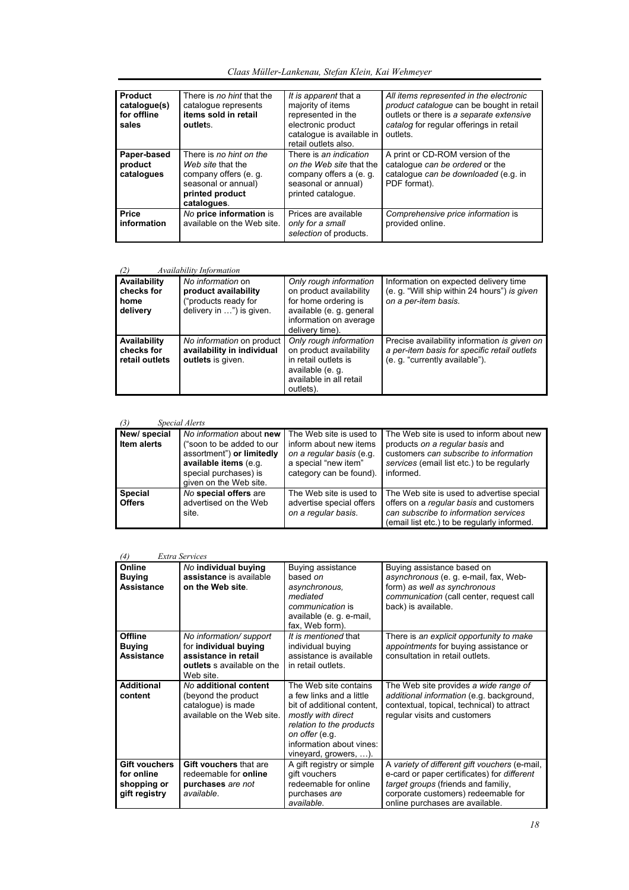| **Product catalogue(s) for offline sales** | There is *no hint* that the catalogue represents **items sold in retail outlet**s. | *It is apparent* that a majority of items represented in the electronic product catalogue is available in retail outlets also. | *All items represented in the electronic product catalogue* can be bought in retail outlets or there is *a separate extensive catalog* for regular offerings in retail outlets. |
|---|---|---|---|
| **Paper-based product catalogues** | There is *no hint on the Web site* that the company offers (e. g. seasonal or annual) **printed product catalogues**. | There is *an indication on the Web site* that the company offers a (e. g. seasonal or annual) printed catalogue. | A print or CD-ROM version of the catalogue *can be ordered* or the catalogue *can be downloaded* (e.g. in PDF format). |
| **Price information** | *No* **price information** is available on the Web site. | Prices are available *only for a small selection* of products. | *Comprehensive price information* is provided online. |

*(2) Availability Information*

| **Availability checks for home delivery** | *No information* on **product availability** ("products ready for delivery in …") is given. | *Only rough information* on product availability for home ordering is available (e. g. general information on average delivery time). | Information on expected delivery time (e. g. "Will ship within 24 hours") *is given on a per-item basis*. |
|---|---|---|---|
| **Availability checks for retail outlets** | *No information* on product **availability in individual outlets** is given. | *Only rough information* on product availability in retail outlets is available (e. g. available in all retail outlets). | Precise availability information *is given on a per-item basis for specific retail outlets* (e. g. "currently available"). |

*(3) Special Alerts*

| **New/ special Item alerts** | *No information* about **new** ("soon to be added to our assortment") **or limitedly available items** (e.g. special purchases) is given on the Web site. | The Web site is used to inform about new items *on a regular basis* (e.g. a special "new item" category can be found). | The Web site is used to inform about new products *on a regular basis* and customers *can subscribe to information services* (email list etc.) to be regularly informed. |
|---|---|---|---|
| **Special Offers** | *No* **special offers** are advertised on the Web site. | The Web site is used to advertise special offers *on a regular basis.* | The Web site is used to advertise special offers on a *regular basis* and customers *can subscribe to information services* (email list etc.) to be regularly informed. |

*(4) Extra Services*

| **Online Buying Assistance** | *No* **individual buying assistance** is available **on the Web site**. | Buying assistance based *on asynchronous, mediated communication* is available (e. g. e-mail, fax, Web form). | Buying assistance based on *asynchronous* (e. g. e-mail, fax, Web-form) *as well as synchronous communication* (call center, request call back) is available. |
|---|---|---|---|
| **Offline Buying Assistance** | *No information/ support* for **individual buying assistance in retail outlets** s available on the Web site. | *It is mentioned* that individual buying assistance is available in retail outlets. | There is *an explicit opportunity to make appointments* for buying assistance or consultation in retail outlets. |
| **Additional content** | *No* **additional content** (beyond the product catalogue) is made available on the Web site. | The Web site contains a few links and a little bit of additional content, *mostly with direct relation to the products on offer* (e.g. information about vines: vineyard, growers, …). | The Web site provides *a wide range of additional information* (e.g. background, contextual, topical, technical) to attract regular visits and customers |
| **Gift vouchers for online shopping or gift registry** | **Gift vouchers** that are redeemable for **online purchases** *are not available*. | A gift registry or simple gift vouchers redeemable for online purchases *are available.* | A *variety of different gift vouchers* (e-mail, e-card or paper certificates) for *different target groups* (friends and familiy, corporate customers) redeemable for online purchases are available. |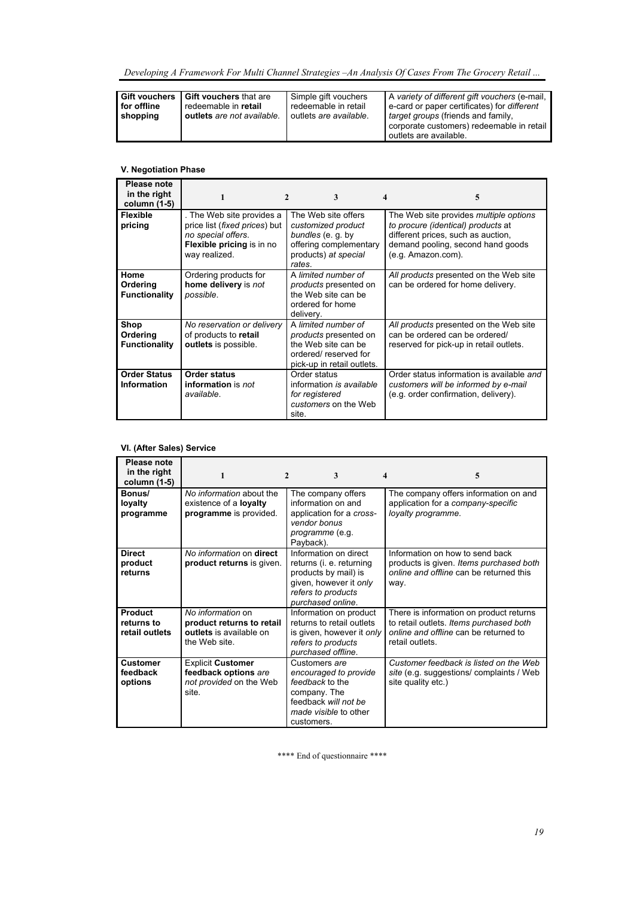| | | | | | |
|---|---|---|---|---|---|
| **Gift vouchers for offline shopping** | **Gift vouchers** that are redeemable in **retail outlets** *are not available.* | | Simple gift vouchers redeemable in retail outlets *are available.* | | A *variety of different gift vouchers* (e-mail, e-card or paper certificates) for *different target groups* (friends and family, corporate customers) redeemable in retail outlets are available. |

### V. Negotiation Phase

| Please note in the right column (1-5) | 1 | 2 | 3 | 4 | 5 |
|---|---|---|---|---|---|
| **Flexible pricing** | . The Web site provides a price list (*fixed prices*) but *no special offers.* **Flexible pricing** is in no way realized. | | The Web site offers *customized product bundles* (e. g. by offering complementary products) *at special rates.* | | The Web site provides *multiple options to procure (identical) products* at different prices, such as auction, demand pooling, second hand goods (e.g. Amazon.com). |
| **Home Ordering Functionality** | Ordering products for **home delivery** is *not possible.* | | A *limited number of products* presented on the Web site can be ordered for home delivery. | | *All products* presented on the Web site can be ordered for home delivery. |
| **Shop Ordering Functionality** | *No reservation or delivery* of products to **retail outlets** is possible. | | A *limited number of products* presented on the Web site can be ordered/ reserved for pick-up in retail outlets. | | *All products* presented on the Web site can be ordered can be ordered/ reserved for pick-up in retail outlets. |
| **Order Status Information** | **Order status information** is *not available.* | | Order status information *is available for registered customers* on the Web site. | | Order status information is available *and customers will be informed by e-mail* (e.g. order confirmation, delivery). |

### VI. (After Sales) Service

| Please note in the right column (1-5) | 1 | 2 | 3 | 4 | 5 |
|---|---|---|---|---|---|
| **Bonus/ loyalty programme** | *No information* about the existence of a **loyalty programme** is provided. | | The company offers information on and application for a *cross-vendor bonus programme* (e.g. Payback). | | The company offers information on and application for a *company-specific loyalty programme.* |
| **Direct product returns** | *No information* on **direct product returns** is given. | | Information on direct returns (i. e. returning products by mail) is given, however it *only refers to products purchased online.* | | Information on how to send back products is given. *Items purchased both online and offline* can be returned this way. |
| **Product returns to retail outlets** | *No information* on **product returns to retail outlets** is available on the Web site. | | Information on product returns to retail outlets is given, however it *only refers to products purchased offline.* | | There is information on product returns to retail outlets. *Items purchased both online and offline* can be returned to retail outlets. |
| **Customer feedback options** | Explicit **Customer feedback options** *are not provided* on the Web site. | | Customers *are encouraged to provide feedback* to the company. The feedback *will not be made visible* to other customers. | | *Customer feedback is listed on the Web site* (e.g. suggestions/ complaints / Web site quality etc.) |

\*\*\*\* End of questionnaire \*\*\*\*